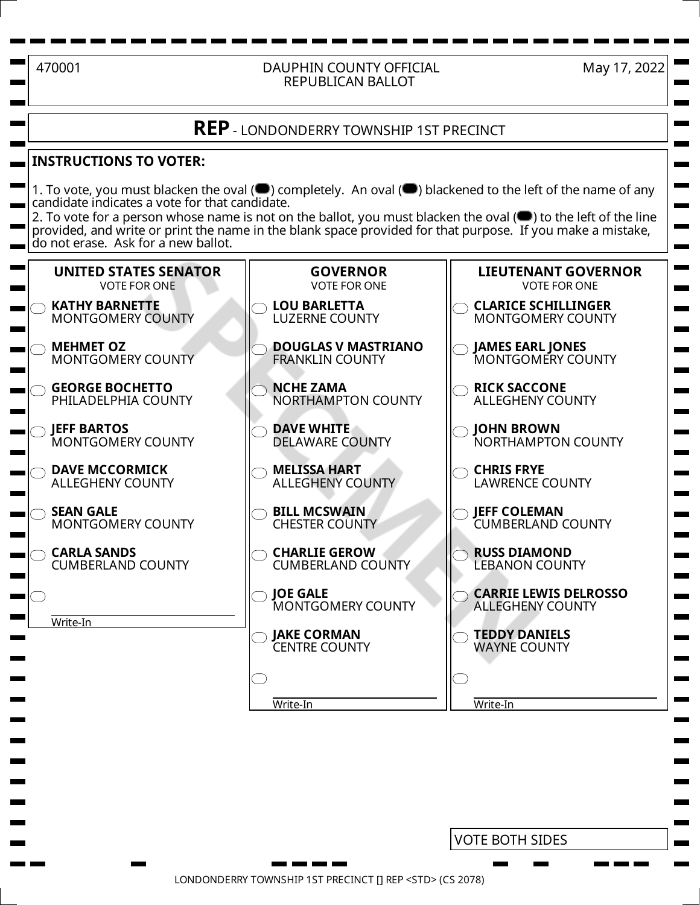470001 | DAUPHIN COUNTY OFFICIAL REPUBLICAN BALLOT | May 17, 2022

# REP - LONDONDERRY TOWNSHIP 1ST PRECINCT

**INSTRUCTIONS TO VOTER:**

1. To vote, you must blacken the oval (⬬) completely. An oval (⬬) blackened to the left of the name of any candidate indicates a vote for that candidate.
2. To vote for a person whose name is not on the ballot, you must blacken the oval (⬬) to the left of the line provided, and write or print the name in the blank space provided for that purpose. If you make a mistake, do not erase. Ask for a new ballot.

## UNITED STATES SENATOR
VOTE FOR ONE

- ⬭ **KATHY BARNETTE** MONTGOMERY COUNTY
- ⬭ **MEHMET OZ** MONTGOMERY COUNTY
- ⬭ **GEORGE BOCHETTO** PHILADELPHIA COUNTY
- ⬭ **JEFF BARTOS** MONTGOMERY COUNTY
- ⬭ **DAVE MCCORMICK** ALLEGHENY COUNTY
- ⬭ **SEAN GALE** MONTGOMERY COUNTY
- ⬭ **CARLA SANDS** CUMBERLAND COUNTY
- ⬭ ______ Write-In

## GOVERNOR
VOTE FOR ONE

- ⬭ **LOU BARLETTA** LUZERNE COUNTY
- ⬭ **DOUGLAS V MASTRIANO** FRANKLIN COUNTY
- ⬭ **NCHE ZAMA** NORTHAMPTON COUNTY
- ⬭ **DAVE WHITE** DELAWARE COUNTY
- ⬭ **MELISSA HART** ALLEGHENY COUNTY
- ⬭ **BILL MCSWAIN** CHESTER COUNTY
- ⬭ **CHARLIE GEROW** CUMBERLAND COUNTY
- ⬭ **JOE GALE** MONTGOMERY COUNTY
- ⬭ **JAKE CORMAN** CENTRE COUNTY
- ⬭ ______ Write-In

## LIEUTENANT GOVERNOR
VOTE FOR ONE

- ⬭ **CLARICE SCHILLINGER** MONTGOMERY COUNTY
- ⬭ **JAMES EARL JONES** MONTGOMERY COUNTY
- ⬭ **RICK SACCONE** ALLEGHENY COUNTY
- ⬭ **JOHN BROWN** NORTHAMPTON COUNTY
- ⬭ **CHRIS FRYE** LAWRENCE COUNTY
- ⬭ **JEFF COLEMAN** CUMBERLAND COUNTY
- ⬭ **RUSS DIAMOND** LEBANON COUNTY
- ⬭ **CARRIE LEWIS DELROSSO** ALLEGHENY COUNTY
- ⬭ **TEDDY DANIELS** WAYNE COUNTY
- ⬭ ______ Write-In

VOTE BOTH SIDES

LONDONDERRY TOWNSHIP 1ST PRECINCT [] REP <STD> (CS 2078)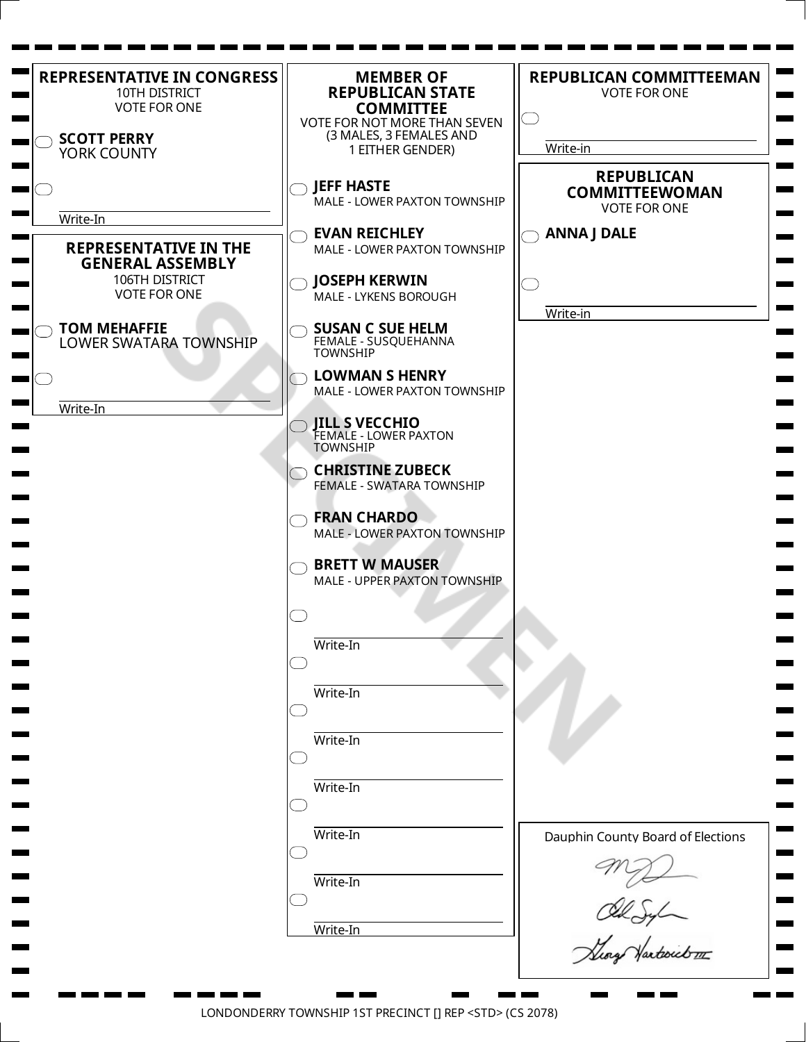## REPRESENTATIVE IN CONGRESS
10TH DISTRICT
VOTE FOR ONE

- **SCOTT PERRY**
  YORK COUNTY
- Write-In

## REPRESENTATIVE IN THE GENERAL ASSEMBLY
106TH DISTRICT
VOTE FOR ONE

- **TOM MEHAFFIE**
  LOWER SWATARA TOWNSHIP
- Write-In

## MEMBER OF REPUBLICAN STATE COMMITTEE
VOTE FOR NOT MORE THAN SEVEN
(3 MALES, 3 FEMALES AND 1 EITHER GENDER)

- **JEFF HASTE**
  MALE - LOWER PAXTON TOWNSHIP
- **EVAN REICHLEY**
  MALE - LOWER PAXTON TOWNSHIP
- **JOSEPH KERWIN**
  MALE - LYKENS BOROUGH
- **SUSAN C SUE HELM**
  FEMALE - SUSQUEHANNA TOWNSHIP
- **LOWMAN S HENRY**
  MALE - LOWER PAXTON TOWNSHIP
- **JILL S VECCHIO**
  FEMALE - LOWER PAXTON TOWNSHIP
- **CHRISTINE ZUBECK**
  FEMALE - SWATARA TOWNSHIP
- **FRAN CHARDO**
  MALE - LOWER PAXTON TOWNSHIP
- **BRETT W MAUSER**
  MALE - UPPER PAXTON TOWNSHIP
- Write-In
- Write-In
- Write-In
- Write-In
- Write-In
- Write-In
- Write-In

## REPUBLICAN COMMITTEEMAN
VOTE FOR ONE

- Write-in

## REPUBLICAN COMMITTEEWOMAN
VOTE FOR ONE

- **ANNA J DALE**
- Write-in

SPECIMEN

Dauphin County Board of Elections

LONDONDERRY TOWNSHIP 1ST PRECINCT [] REP <STD> (CS 2078)